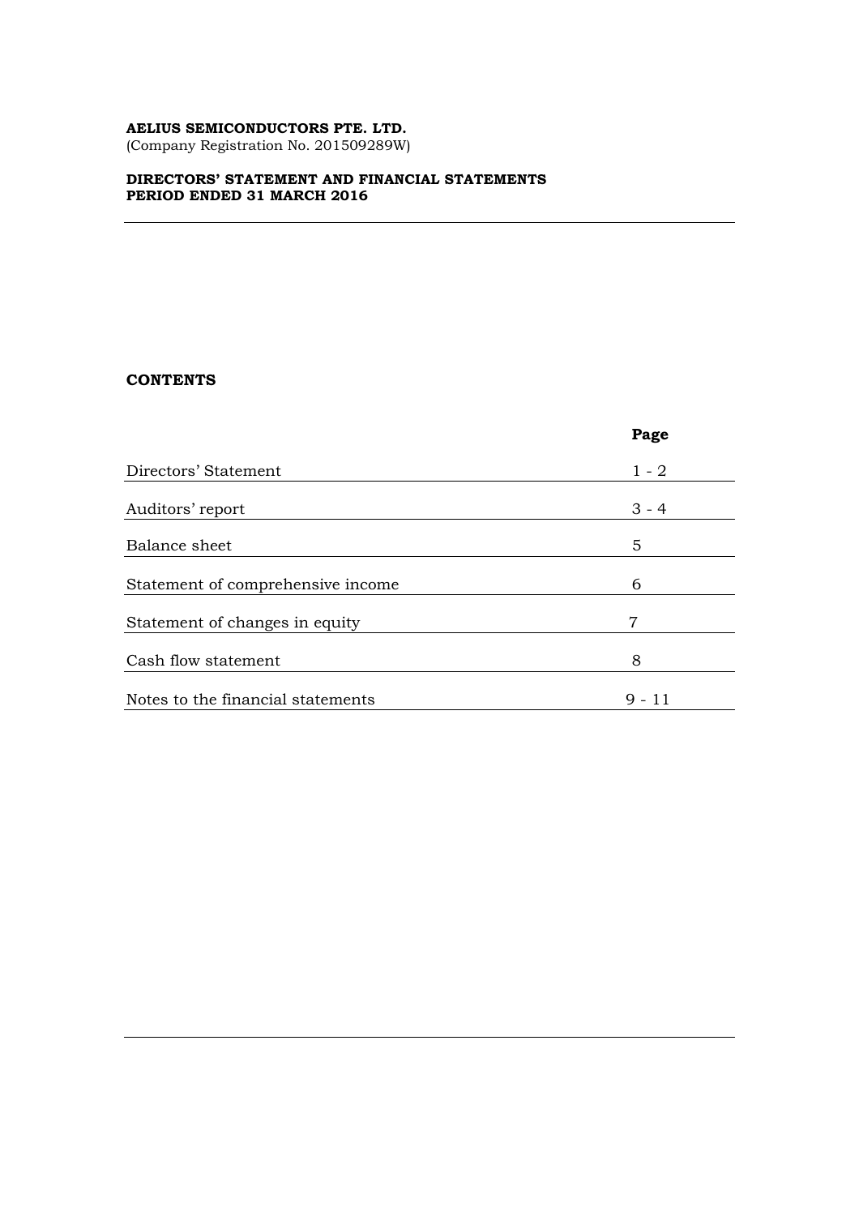**AELIUS SEMICONDUCTORS PTE. LTD.**
(Company Registration No. 201509289W)

**DIRECTORS' STATEMENT AND FINANCIAL STATEMENTS**
**PERIOD ENDED 31 MARCH 2016**

---

**CONTENTS**

| | **Page** |
|---|---|
| Directors' Statement | 1 - 2 |
| Auditors' report | 3 - 4 |
| Balance sheet | 5 |
| Statement of comprehensive income | 6 |
| Statement of changes in equity | 7 |
| Cash flow statement | 8 |
| Notes to the financial statements | 9 - 11 |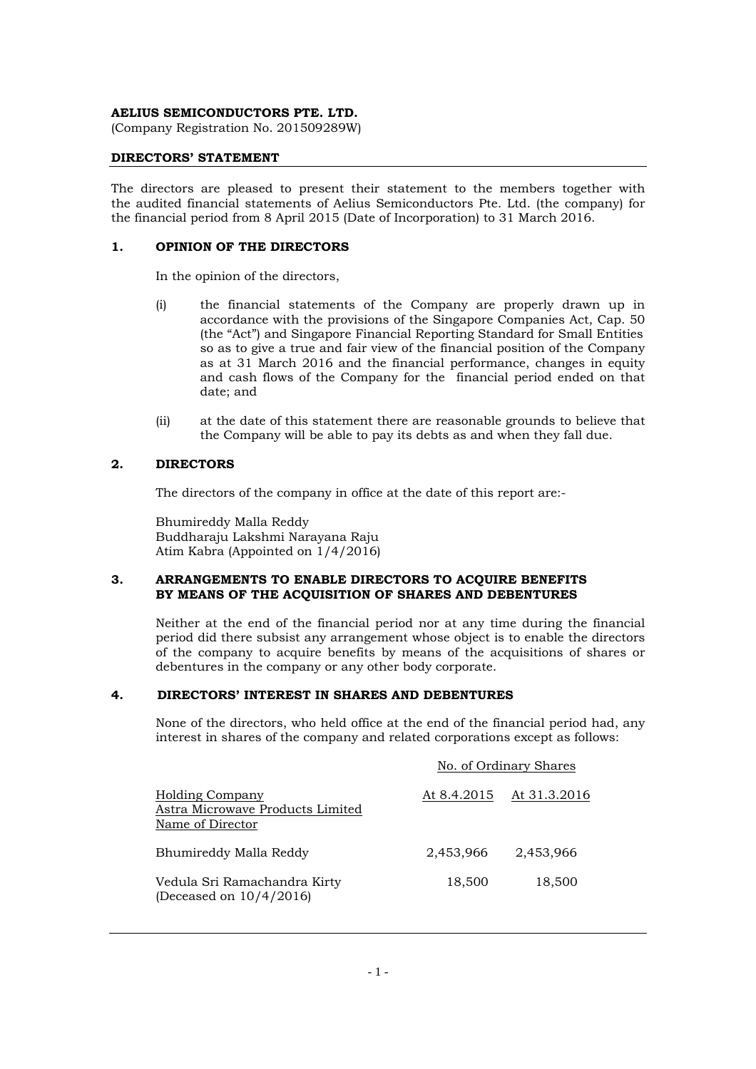**AELIUS SEMICONDUCTORS PTE. LTD.**
(Company Registration No. 201509289W)

## DIRECTORS' STATEMENT

The directors are pleased to present their statement to the members together with the audited financial statements of Aelius Semiconductors Pte. Ltd. (the company) for the financial period from 8 April 2015 (Date of Incorporation) to 31 March 2016.

### 1. OPINION OF THE DIRECTORS

In the opinion of the directors,

(i) the financial statements of the Company are properly drawn up in accordance with the provisions of the Singapore Companies Act, Cap. 50 (the "Act") and Singapore Financial Reporting Standard for Small Entities so as to give a true and fair view of the financial position of the Company as at 31 March 2016 and the financial performance, changes in equity and cash flows of the Company for the financial period ended on that date; and

(ii) at the date of this statement there are reasonable grounds to believe that the Company will be able to pay its debts as and when they fall due.

### 2. DIRECTORS

The directors of the company in office at the date of this report are:-

Bhumireddy Malla Reddy
Buddharaju Lakshmi Narayana Raju
Atim Kabra (Appointed on 1/4/2016)

### 3. ARRANGEMENTS TO ENABLE DIRECTORS TO ACQUIRE BENEFITS BY MEANS OF THE ACQUISITION OF SHARES AND DEBENTURES

Neither at the end of the financial period nor at any time during the financial period did there subsist any arrangement whose object is to enable the directors of the company to acquire benefits by means of the acquisitions of shares or debentures in the company or any other body corporate.

### 4. DIRECTORS' INTEREST IN SHARES AND DEBENTURES

None of the directors, who held office at the end of the financial period had, any interest in shares of the company and related corporations except as follows:

| | No. of Ordinary Shares | |
|---|---|---|
| Holding Company<br>Astra Microwave Products Limited<br>Name of Director | At 8.4.2015 | At 31.3.2016 |
| Bhumireddy Malla Reddy | 2,453,966 | 2,453,966 |
| Vedula Sri Ramachandra Kirty<br>(Deceased on 10/4/2016) | 18,500 | 18,500 |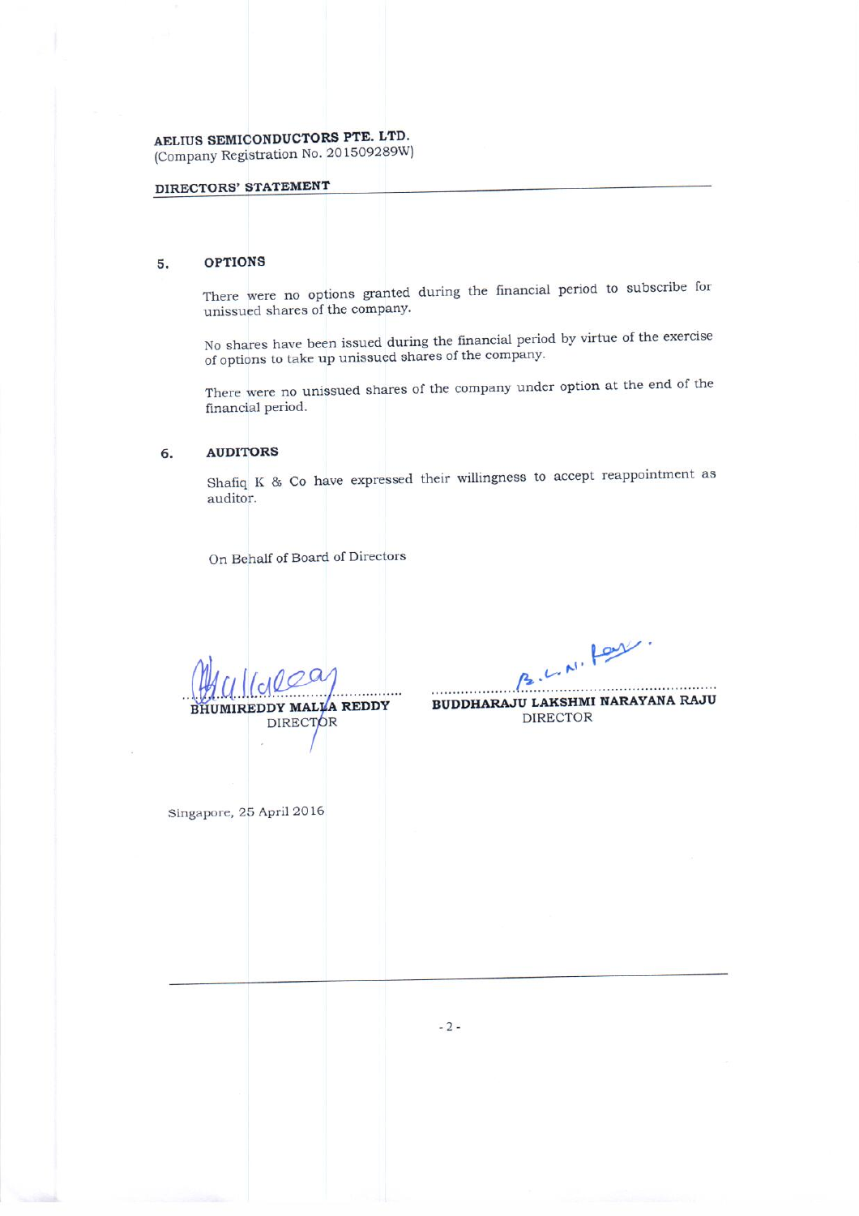**AELIUS SEMICONDUCTORS PTE. LTD.**
(Company Registration No. 201509289W)

**DIRECTORS' STATEMENT**

## 5. OPTIONS

There were no options granted during the financial period to subscribe for unissued shares of the company.

No shares have been issued during the financial period by virtue of the exercise of options to take up unissued shares of the company.

There were no unissued shares of the company under option at the end of the financial period.

## 6. AUDITORS

Shafiq K & Co have expressed their willingness to accept reappointment as auditor.

On Behalf of Board of Directors

| | |
|---|---|
| **BHUMIREDDY MALLA REDDY** | **BUDDHARAJU LAKSHMI NARAYANA RAJU** |
| DIRECTOR | DIRECTOR |

Singapore, 25 April 2016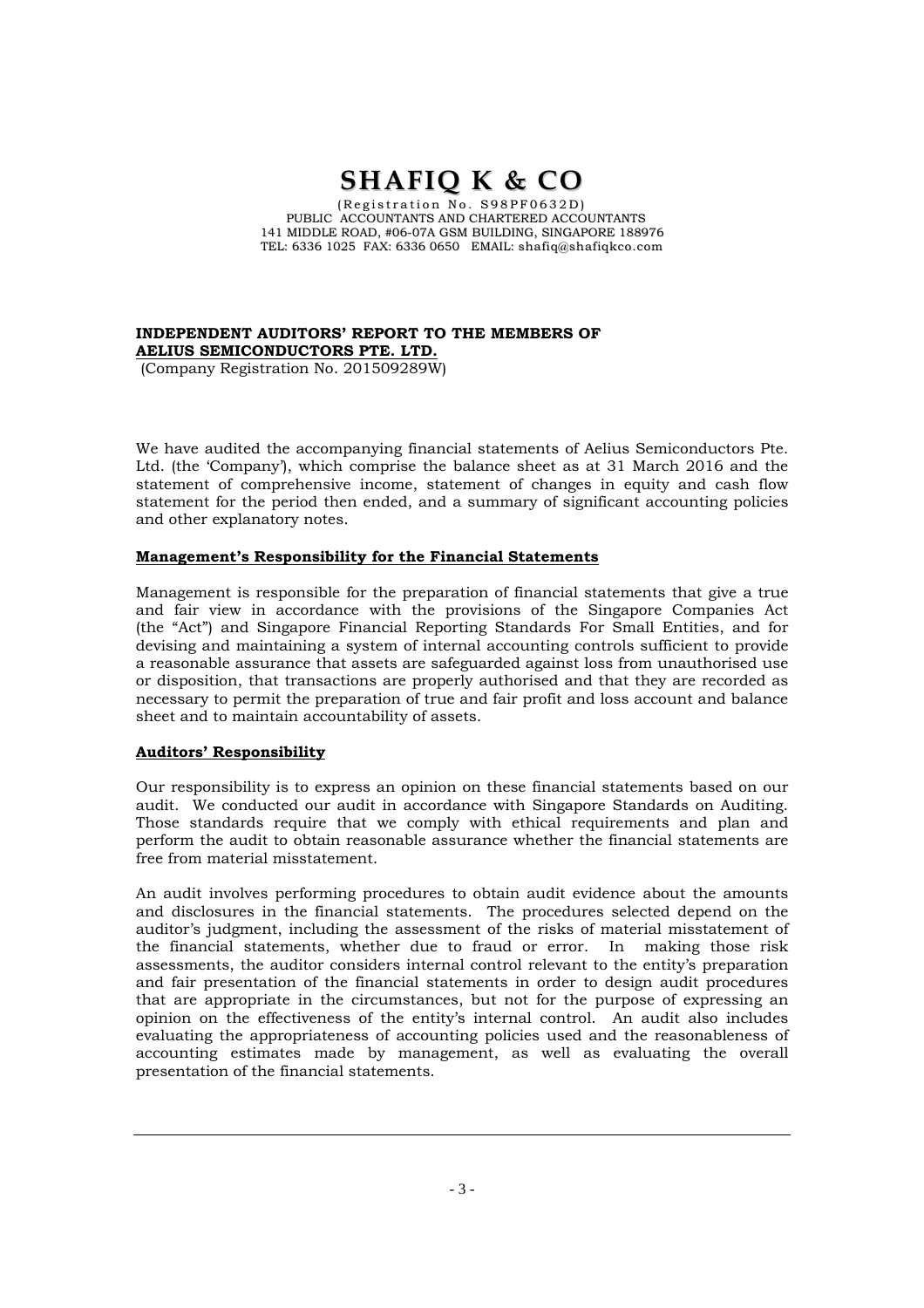# SHAFIQ K & CO

(Registration No. S98PF0632D)
PUBLIC ACCOUNTANTS AND CHARTERED ACCOUNTANTS
141 MIDDLE ROAD, #06-07A GSM BUILDING, SINGAPORE 188976
TEL: 6336 1025 FAX: 6336 0650 EMAIL: shafiq@shafiqkco.com

**INDEPENDENT AUDITORS' REPORT TO THE MEMBERS OF**
**AELIUS SEMICONDUCTORS PTE. LTD.**
(Company Registration No. 201509289W)

We have audited the accompanying financial statements of Aelius Semiconductors Pte. Ltd. (the 'Company'), which comprise the balance sheet as at 31 March 2016 and the statement of comprehensive income, statement of changes in equity and cash flow statement for the period then ended, and a summary of significant accounting policies and other explanatory notes.

## Management's Responsibility for the Financial Statements

Management is responsible for the preparation of financial statements that give a true and fair view in accordance with the provisions of the Singapore Companies Act (the "Act") and Singapore Financial Reporting Standards For Small Entities, and for devising and maintaining a system of internal accounting controls sufficient to provide a reasonable assurance that assets are safeguarded against loss from unauthorised use or disposition, that transactions are properly authorised and that they are recorded as necessary to permit the preparation of true and fair profit and loss account and balance sheet and to maintain accountability of assets.

## Auditors' Responsibility

Our responsibility is to express an opinion on these financial statements based on our audit. We conducted our audit in accordance with Singapore Standards on Auditing. Those standards require that we comply with ethical requirements and plan and perform the audit to obtain reasonable assurance whether the financial statements are free from material misstatement.

An audit involves performing procedures to obtain audit evidence about the amounts and disclosures in the financial statements. The procedures selected depend on the auditor's judgment, including the assessment of the risks of material misstatement of the financial statements, whether due to fraud or error. In making those risk assessments, the auditor considers internal control relevant to the entity's preparation and fair presentation of the financial statements in order to design audit procedures that are appropriate in the circumstances, but not for the purpose of expressing an opinion on the effectiveness of the entity's internal control. An audit also includes evaluating the appropriateness of accounting policies used and the reasonableness of accounting estimates made by management, as well as evaluating the overall presentation of the financial statements.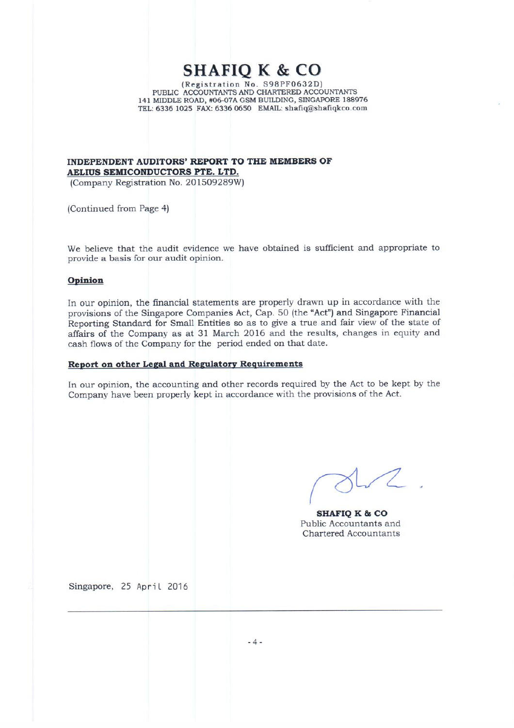# SHAFIQ K & CO

(Registration No. S98PF0632D)
PUBLIC ACCOUNTANTS AND CHARTERED ACCOUNTANTS
141 MIDDLE ROAD, #06-07A GSM BUILDING, SINGAPORE 188976
TEL: 6336 1025 FAX: 6336 0650 EMAIL: shafiq@shafiqkco.com

**INDEPENDENT AUDITORS' REPORT TO THE MEMBERS OF**
**AELIUS SEMICONDUCTORS PTE. LTD.**
(Company Registration No. 201509289W)

(Continued from Page 4)

We believe that the audit evidence we have obtained is sufficient and appropriate to provide a basis for our audit opinion.

**Opinion**

In our opinion, the financial statements are properly drawn up in accordance with the provisions of the Singapore Companies Act, Cap. 50 (the "Act") and Singapore Financial Reporting Standard for Small Entities so as to give a true and fair view of the state of affairs of the Company as at 31 March 2016 and the results, changes in equity and cash flows of the Company for the period ended on that date.

**Report on other Legal and Regulatory Requirements**

In our opinion, the accounting and other records required by the Act to be kept by the Company have been properly kept in accordance with the provisions of the Act.

**SHAFIQ K & CO**
Public Accountants and
Chartered Accountants

Singapore, 25 April 2016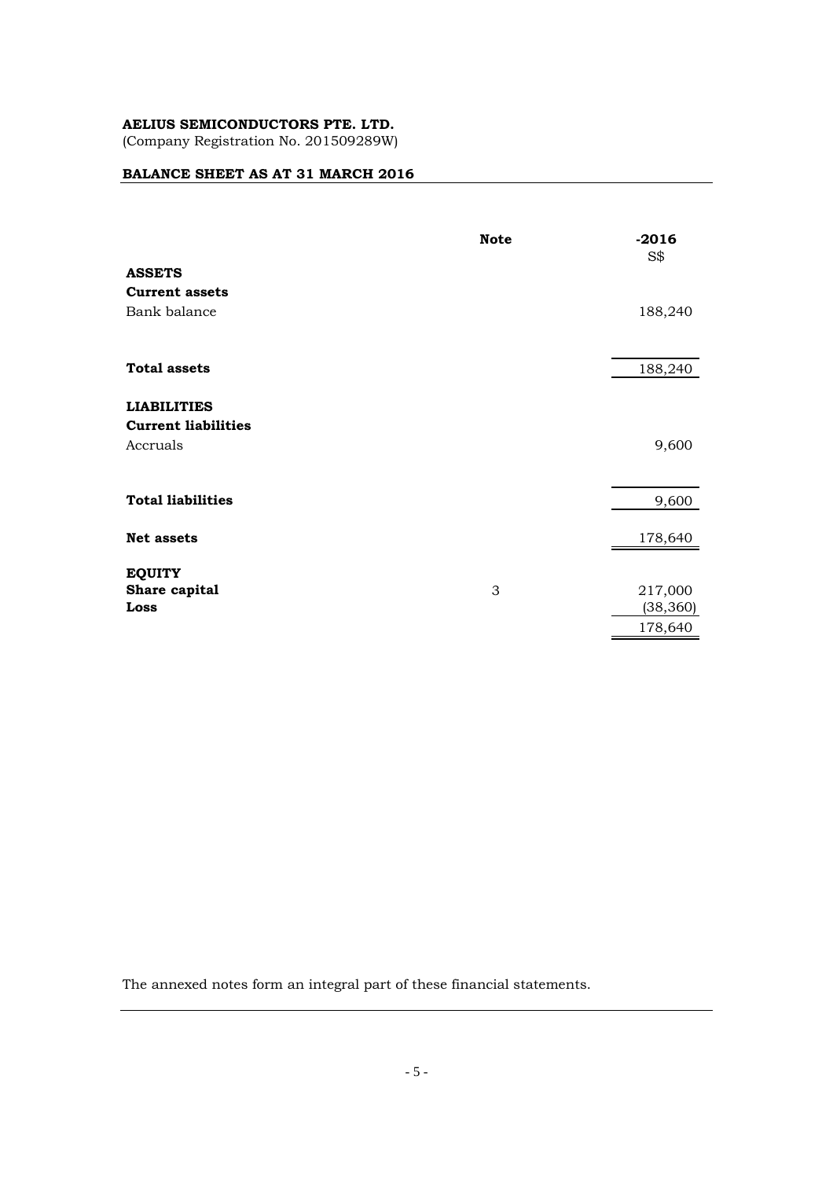**AELIUS SEMICONDUCTORS PTE. LTD.**
(Company Registration No. 201509289W)

**BALANCE SHEET AS AT 31 MARCH 2016**

| | Note | -2016 |
|---|---|---|
| | | S$ |
| **ASSETS** | | |
| **Current assets** | | |
| Bank balance | | 188,240 |
| **Total assets** | | 188,240 |
| **LIABILITIES** | | |
| **Current liabilities** | | |
| Accruals | | 9,600 |
| **Total liabilities** | | 9,600 |
| **Net assets** | | 178,640 |
| **EQUITY** | | |
| **Share capital** | 3 | 217,000 |
| **Loss** | | (38,360) |
| | | 178,640 |

The annexed notes form an integral part of these financial statements.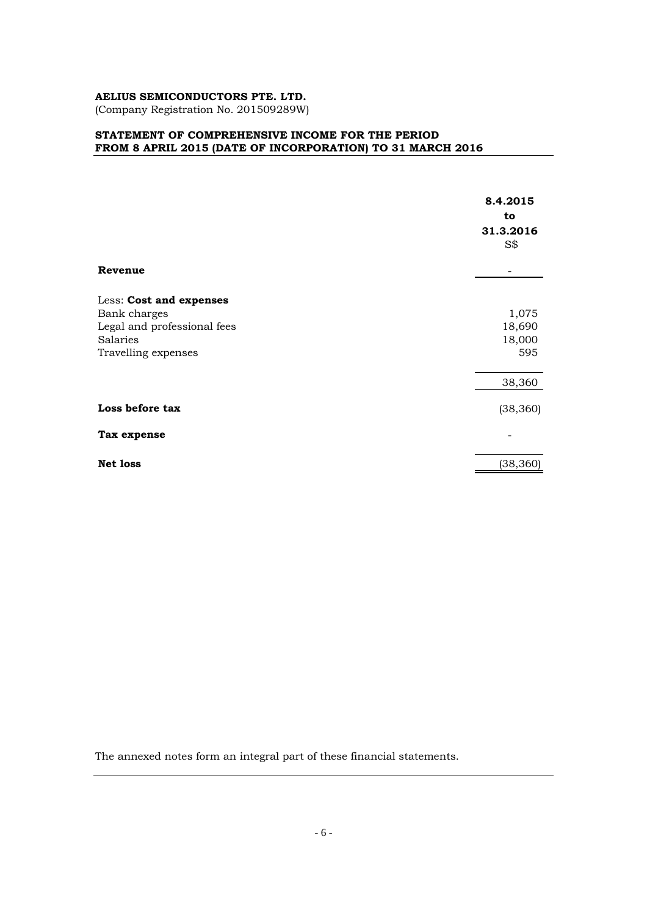**AELIUS SEMICONDUCTORS PTE. LTD.**
(Company Registration No. 201509289W)

## STATEMENT OF COMPREHENSIVE INCOME FOR THE PERIOD FROM 8 APRIL 2015 (DATE OF INCORPORATION) TO 31 MARCH 2016

| | **8.4.2015 to 31.3.2016** |
|---|---|
| | S$ |
| **Revenue** | - |
| Less: **Cost and expenses** | |
| Bank charges | 1,075 |
| Legal and professional fees | 18,690 |
| Salaries | 18,000 |
| Travelling expenses | 595 |
| | 38,360 |
| **Loss before tax** | (38,360) |
| **Tax expense** | - |
| **Net loss** | (38,360) |

The annexed notes form an integral part of these financial statements.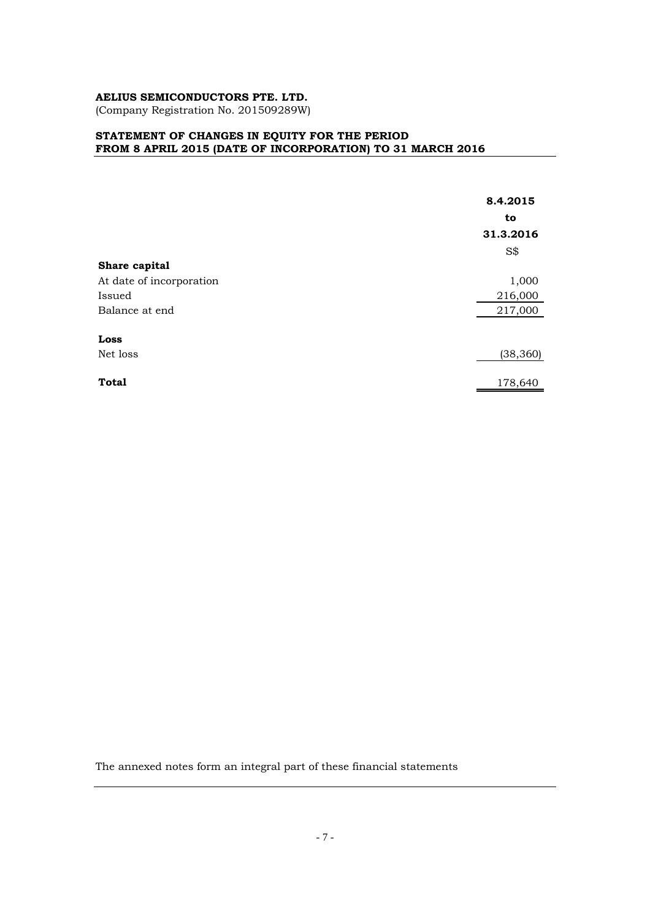**AELIUS SEMICONDUCTORS PTE. LTD.**
(Company Registration No. 201509289W)

**STATEMENT OF CHANGES IN EQUITY FOR THE PERIOD FROM 8 APRIL 2015 (DATE OF INCORPORATION) TO 31 MARCH 2016**

| | 8.4.2015 to 31.3.2016 |
|---|---|
| | S$ |
| **Share capital** | |
| At date of incorporation | 1,000 |
| Issued | 216,000 |
| Balance at end | 217,000 |
| | |
| **Loss** | |
| Net loss | (38,360) |
| | |
| **Total** | 178,640 |

The annexed notes form an integral part of these financial statements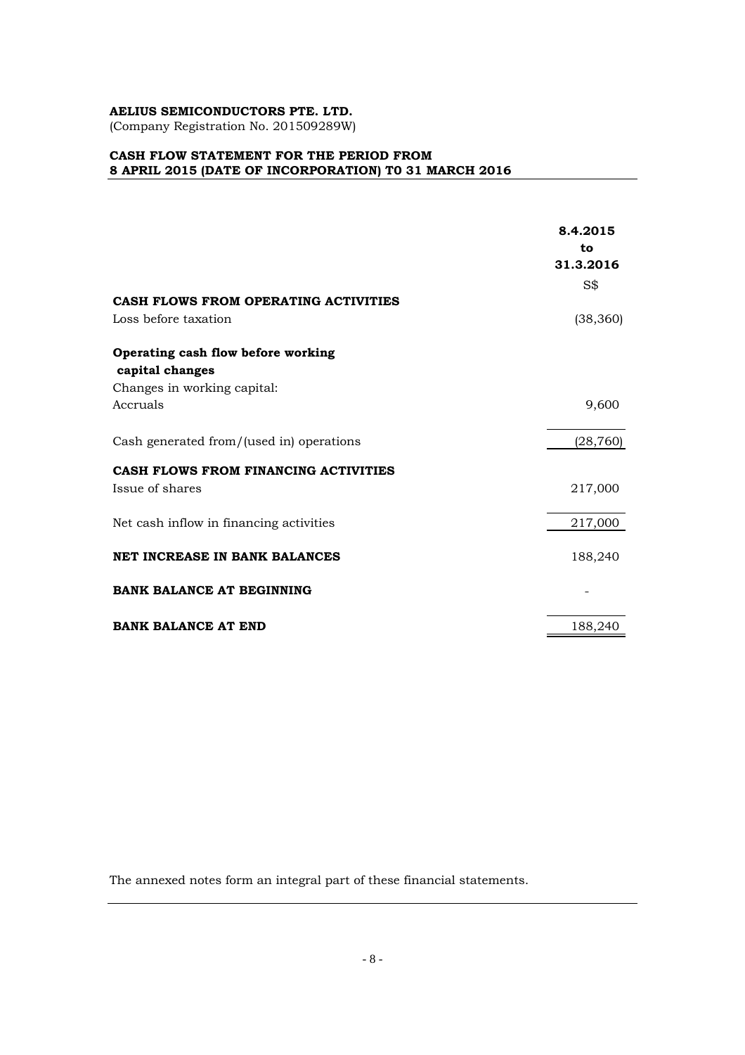**AELIUS SEMICONDUCTORS PTE. LTD.**
(Company Registration No. 201509289W)

**CASH FLOW STATEMENT FOR THE PERIOD FROM 8 APRIL 2015 (DATE OF INCORPORATION) T0 31 MARCH 2016**

| | 8.4.2015 to 31.3.2016 |
|---|---|
| | S$ |
| **CASH FLOWS FROM OPERATING ACTIVITIES** | |
| Loss before taxation | (38,360) |
| **Operating cash flow before working capital changes** | |
| Changes in working capital: | |
| Accruals | 9,600 |
| Cash generated from/(used in) operations | (28,760) |
| **CASH FLOWS FROM FINANCING ACTIVITIES** | |
| Issue of shares | 217,000 |
| Net cash inflow in financing activities | 217,000 |
| **NET INCREASE IN BANK BALANCES** | 188,240 |
| **BANK BALANCE AT BEGINNING** | - |
| **BANK BALANCE AT END** | 188,240 |

The annexed notes form an integral part of these financial statements.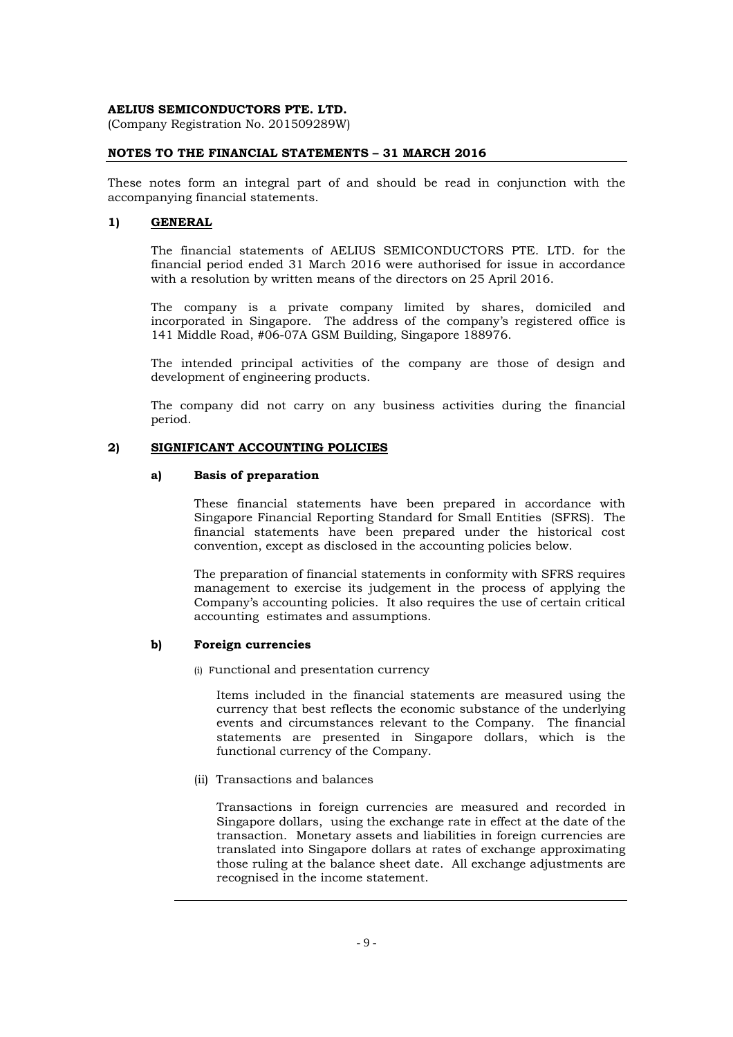**AELIUS SEMICONDUCTORS PTE. LTD.**
(Company Registration No. 201509289W)

**NOTES TO THE FINANCIAL STATEMENTS – 31 MARCH 2016**

These notes form an integral part of and should be read in conjunction with the accompanying financial statements.

## 1) GENERAL

The financial statements of AELIUS SEMICONDUCTORS PTE. LTD. for the financial period ended 31 March 2016 were authorised for issue in accordance with a resolution by written means of the directors on 25 April 2016.

The company is a private company limited by shares, domiciled and incorporated in Singapore. The address of the company's registered office is 141 Middle Road, #06-07A GSM Building, Singapore 188976.

The intended principal activities of the company are those of design and development of engineering products.

The company did not carry on any business activities during the financial period.

## 2) SIGNIFICANT ACCOUNTING POLICIES

### a) Basis of preparation

These financial statements have been prepared in accordance with Singapore Financial Reporting Standard for Small Entities (SFRS). The financial statements have been prepared under the historical cost convention, except as disclosed in the accounting policies below.

The preparation of financial statements in conformity with SFRS requires management to exercise its judgement in the process of applying the Company's accounting policies. It also requires the use of certain critical accounting estimates and assumptions.

### b) Foreign currencies

(i) Functional and presentation currency

Items included in the financial statements are measured using the currency that best reflects the economic substance of the underlying events and circumstances relevant to the Company. The financial statements are presented in Singapore dollars, which is the functional currency of the Company.

(ii) Transactions and balances

Transactions in foreign currencies are measured and recorded in Singapore dollars, using the exchange rate in effect at the date of the transaction. Monetary assets and liabilities in foreign currencies are translated into Singapore dollars at rates of exchange approximating those ruling at the balance sheet date. All exchange adjustments are recognised in the income statement.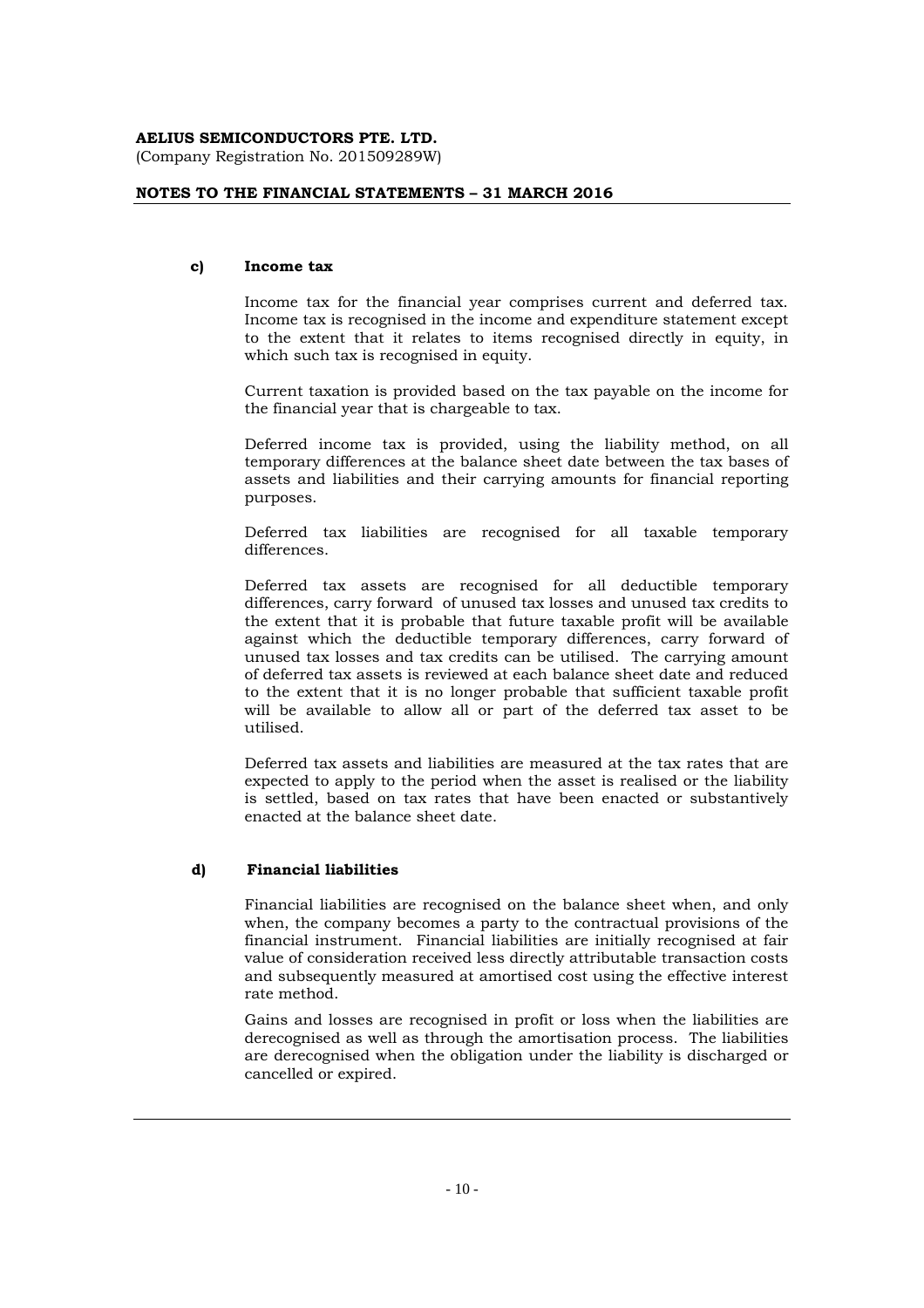**AELIUS SEMICONDUCTORS PTE. LTD.**
(Company Registration No. 201509289W)

**NOTES TO THE FINANCIAL STATEMENTS – 31 MARCH 2016**

#### c) Income tax

Income tax for the financial year comprises current and deferred tax. Income tax is recognised in the income and expenditure statement except to the extent that it relates to items recognised directly in equity, in which such tax is recognised in equity.

Current taxation is provided based on the tax payable on the income for the financial year that is chargeable to tax.

Deferred income tax is provided, using the liability method, on all temporary differences at the balance sheet date between the tax bases of assets and liabilities and their carrying amounts for financial reporting purposes.

Deferred tax liabilities are recognised for all taxable temporary differences.

Deferred tax assets are recognised for all deductible temporary differences, carry forward of unused tax losses and unused tax credits to the extent that it is probable that future taxable profit will be available against which the deductible temporary differences, carry forward of unused tax losses and tax credits can be utilised. The carrying amount of deferred tax assets is reviewed at each balance sheet date and reduced to the extent that it is no longer probable that sufficient taxable profit will be available to allow all or part of the deferred tax asset to be utilised.

Deferred tax assets and liabilities are measured at the tax rates that are expected to apply to the period when the asset is realised or the liability is settled, based on tax rates that have been enacted or substantively enacted at the balance sheet date.

#### d) Financial liabilities

Financial liabilities are recognised on the balance sheet when, and only when, the company becomes a party to the contractual provisions of the financial instrument. Financial liabilities are initially recognised at fair value of consideration received less directly attributable transaction costs and subsequently measured at amortised cost using the effective interest rate method.

Gains and losses are recognised in profit or loss when the liabilities are derecognised as well as through the amortisation process. The liabilities are derecognised when the obligation under the liability is discharged or cancelled or expired.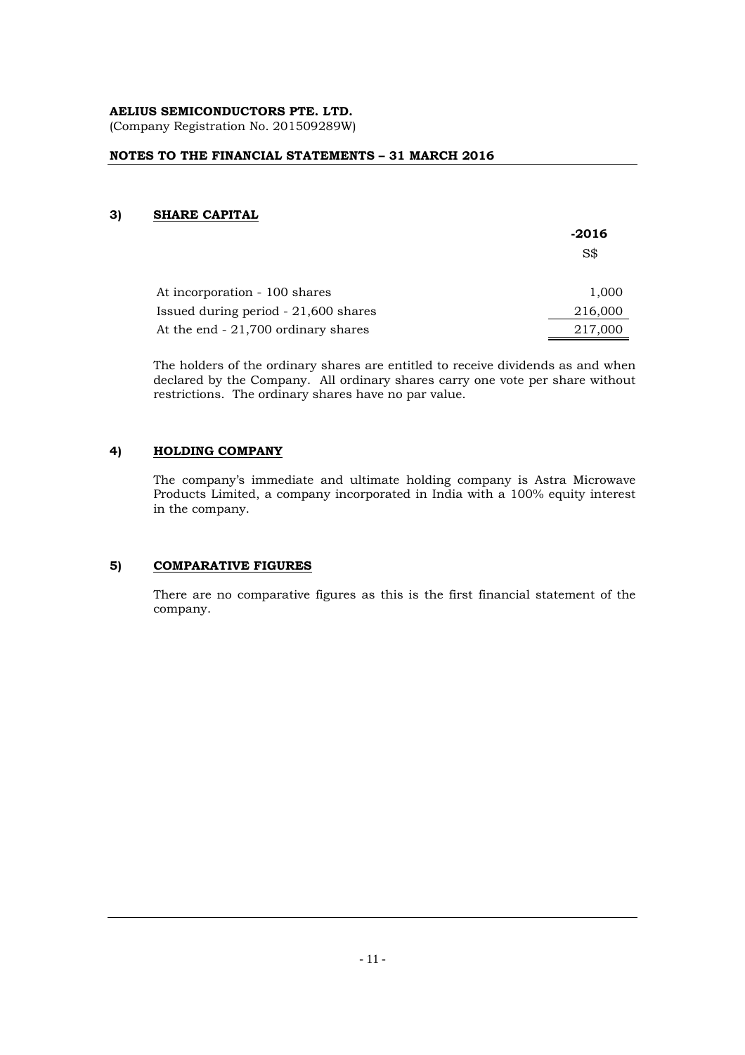**AELIUS SEMICONDUCTORS PTE. LTD.**
(Company Registration No. 201509289W)

**NOTES TO THE FINANCIAL STATEMENTS – 31 MARCH 2016**

## 3) SHARE CAPITAL

| | -2016 |
|---|---|
| | S$ |
| At incorporation - 100 shares | 1,000 |
| Issued during period - 21,600 shares | 216,000 |
| At the end - 21,700 ordinary shares | 217,000 |

The holders of the ordinary shares are entitled to receive dividends as and when declared by the Company. All ordinary shares carry one vote per share without restrictions. The ordinary shares have no par value.

## 4) HOLDING COMPANY

The company's immediate and ultimate holding company is Astra Microwave Products Limited, a company incorporated in India with a 100% equity interest in the company.

## 5) COMPARATIVE FIGURES

There are no comparative figures as this is the first financial statement of the company.